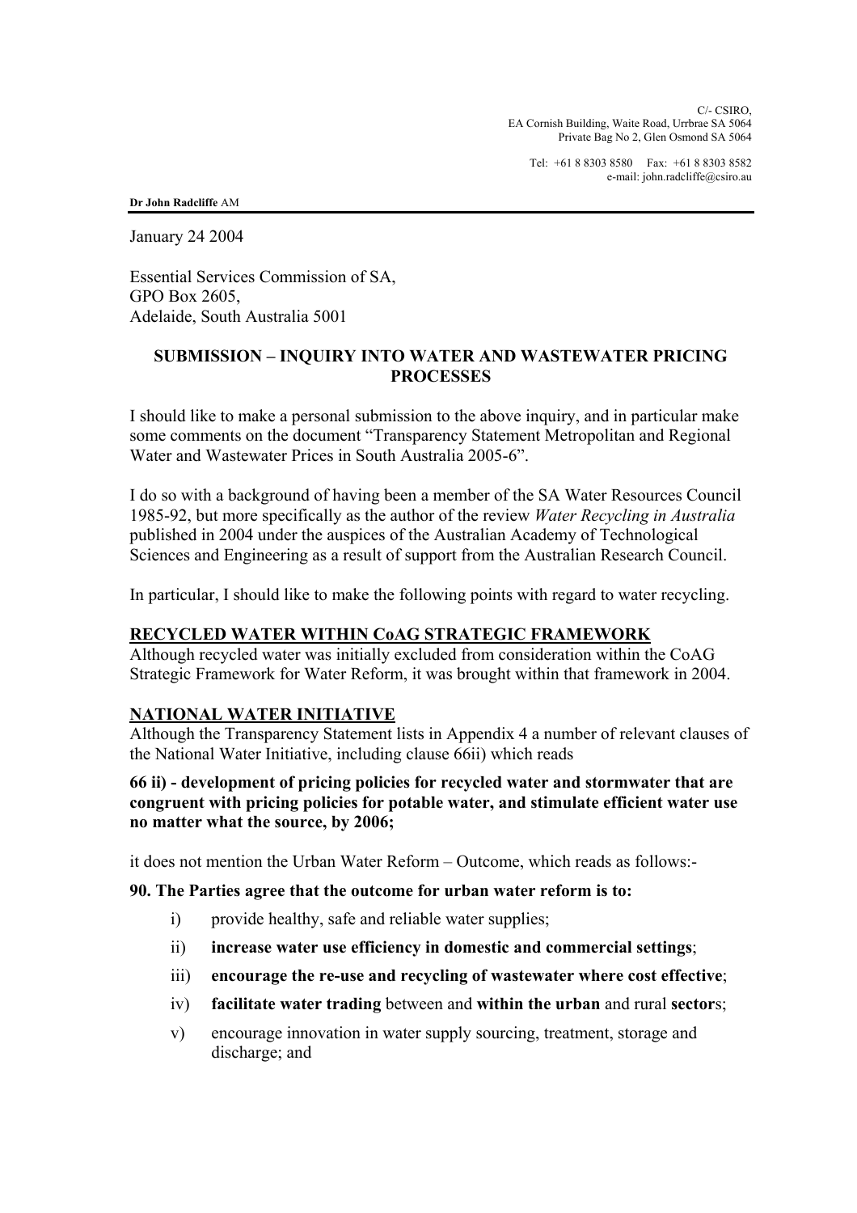C/- CSIRO,
EA Cornish Building, Waite Road, Urrbrae SA 5064
Private Bag No 2, Glen Osmond SA 5064

Tel: +61 8 8303 8580  Fax: +61 8 8303 8582
e-mail: john.radcliffe@csiro.au

**Dr John Radcliffe** AM

---

January 24 2004

Essential Services Commission of SA,
GPO Box 2605,
Adelaide, South Australia 5001

**SUBMISSION – INQUIRY INTO WATER AND WASTEWATER PRICING PROCESSES**

I should like to make a personal submission to the above inquiry, and in particular make some comments on the document "Transparency Statement Metropolitan and Regional Water and Wastewater Prices in South Australia 2005-6".

I do so with a background of having been a member of the SA Water Resources Council 1985-92, but more specifically as the author of the review *Water Recycling in Australia* published in 2004 under the auspices of the Australian Academy of Technological Sciences and Engineering as a result of support from the Australian Research Council.

In particular, I should like to make the following points with regard to water recycling.

**RECYCLED WATER WITHIN CoAG STRATEGIC FRAMEWORK**

Although recycled water was initially excluded from consideration within the CoAG Strategic Framework for Water Reform, it was brought within that framework in 2004.

**NATIONAL WATER INITIATIVE**

Although the Transparency Statement lists in Appendix 4 a number of relevant clauses of the National Water Initiative, including clause 66ii) which reads

**66 ii) - development of pricing policies for recycled water and stormwater that are congruent with pricing policies for potable water, and stimulate efficient water use no matter what the source, by 2006;**

it does not mention the Urban Water Reform – Outcome, which reads as follows:-

**90. The Parties agree that the outcome for urban water reform is to:**

i) provide healthy, safe and reliable water supplies;

ii) **increase water use efficiency in domestic and commercial settings**;

iii) **encourage the re-use and recycling of wastewater where cost effective**;

iv) **facilitate water trading** between and **within the urban** and rural **sector**s;

v) encourage innovation in water supply sourcing, treatment, storage and discharge; and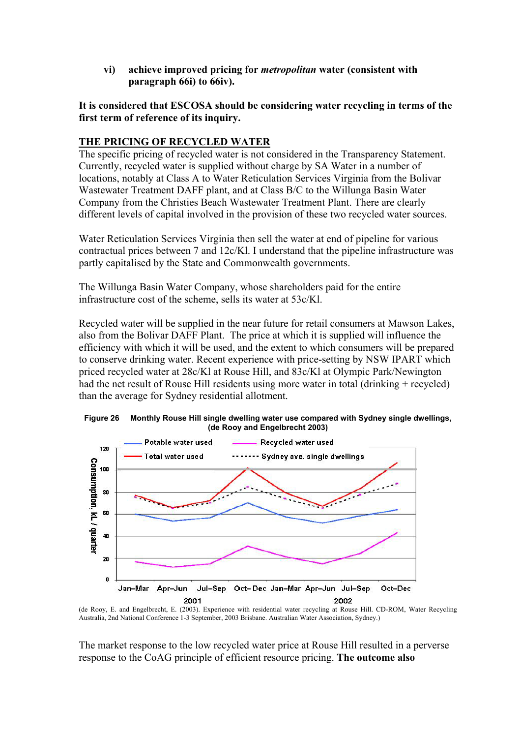vi) **achieve improved pricing for *metropolitan* water (consistent with paragraph 66i) to 66iv).**

**It is considered that ESCOSA should be considering water recycling in terms of the first term of reference of its inquiry.**

## THE PRICING OF RECYCLED WATER

The specific pricing of recycled water is not considered in the Transparency Statement. Currently, recycled water is supplied without charge by SA Water in a number of locations, notably at Class A to Water Reticulation Services Virginia from the Bolivar Wastewater Treatment DAFF plant, and at Class B/C to the Willunga Basin Water Company from the Christies Beach Wastewater Treatment Plant. There are clearly different levels of capital involved in the provision of these two recycled water sources.

Water Reticulation Services Virginia then sell the water at end of pipeline for various contractual prices between 7 and 12c/Kl. I understand that the pipeline infrastructure was partly capitalised by the State and Commonwealth governments.

The Willunga Basin Water Company, whose shareholders paid for the entire infrastructure cost of the scheme, sells its water at 53c/Kl.

Recycled water will be supplied in the near future for retail consumers at Mawson Lakes, also from the Bolivar DAFF Plant. The price at which it is supplied will influence the efficiency with which it will be used, and the extent to which consumers will be prepared to conserve drinking water. Recent experience with price-setting by NSW IPART which priced recycled water at 28c/Kl at Rouse Hill, and 83c/Kl at Olympic Park/Newington had the net result of Rouse Hill residents using more water in total (drinking + recycled) than the average for Sydney residential allotment.

**Figure 26 Monthly Rouse Hill single dwelling water use compared with Sydney single dwellings, (de Rooy and Engelbrecht 2003)**

(de Rooy, E. and Engelbrecht, E. (2003). Experience with residential water recycling at Rouse Hill. CD-ROM, Water Recycling Australia, 2nd National Conference 1-3 September, 2003 Brisbane. Australian Water Association, Sydney.)

The market response to the low recycled water price at Rouse Hill resulted in a perverse response to the CoAG principle of efficient resource pricing. **The outcome also**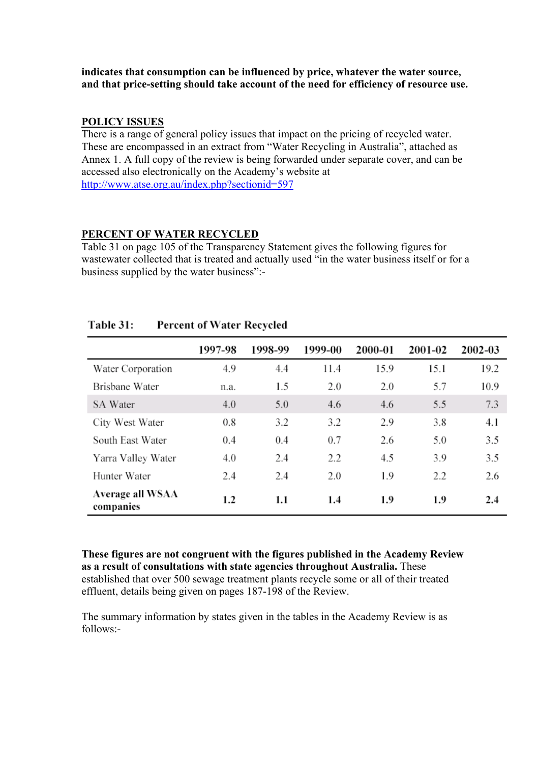**indicates that consumption can be influenced by price, whatever the water source, and that price-setting should take account of the need for efficiency of resource use.**

## POLICY ISSUES

There is a range of general policy issues that impact on the pricing of recycled water. These are encompassed in an extract from "Water Recycling in Australia", attached as Annex 1. A full copy of the review is being forwarded under separate cover, and can be accessed also electronically on the Academy's website at http://www.atse.org.au/index.php?sectionid=597

## PERCENT OF WATER RECYCLED

Table 31 on page 105 of the Transparency Statement gives the following figures for wastewater collected that is treated and actually used "in the water business itself or for a business supplied by the water business":-

**Table 31: Percent of Water Recycled**

| | 1997-98 | 1998-99 | 1999-00 | 2000-01 | 2001-02 | 2002-03 |
|---|---|---|---|---|---|---|
| Water Corporation | 4.9 | 4.4 | 11.4 | 15.9 | 15.1 | 19.2 |
| Brisbane Water | n.a. | 1.5 | 2.0 | 2.0 | 5.7 | 10.9 |
| SA Water | 4.0 | 5.0 | 4.6 | 4.6 | 5.5 | 7.3 |
| City West Water | 0.8 | 3.2 | 3.2 | 2.9 | 3.8 | 4.1 |
| South East Water | 0.4 | 0.4 | 0.7 | 2.6 | 5.0 | 3.5 |
| Yarra Valley Water | 4.0 | 2.4 | 2.2 | 4.5 | 3.9 | 3.5 |
| Hunter Water | 2.4 | 2.4 | 2.0 | 1.9 | 2.2 | 2.6 |
| **Average all WSAA companies** | **1.2** | **1.1** | **1.4** | **1.9** | **1.9** | **2.4** |

**These figures are not congruent with the figures published in the Academy Review as a result of consultations with state agencies throughout Australia.** These established that over 500 sewage treatment plants recycle some or all of their treated effluent, details being given on pages 187-198 of the Review.

The summary information by states given in the tables in the Academy Review is as follows:-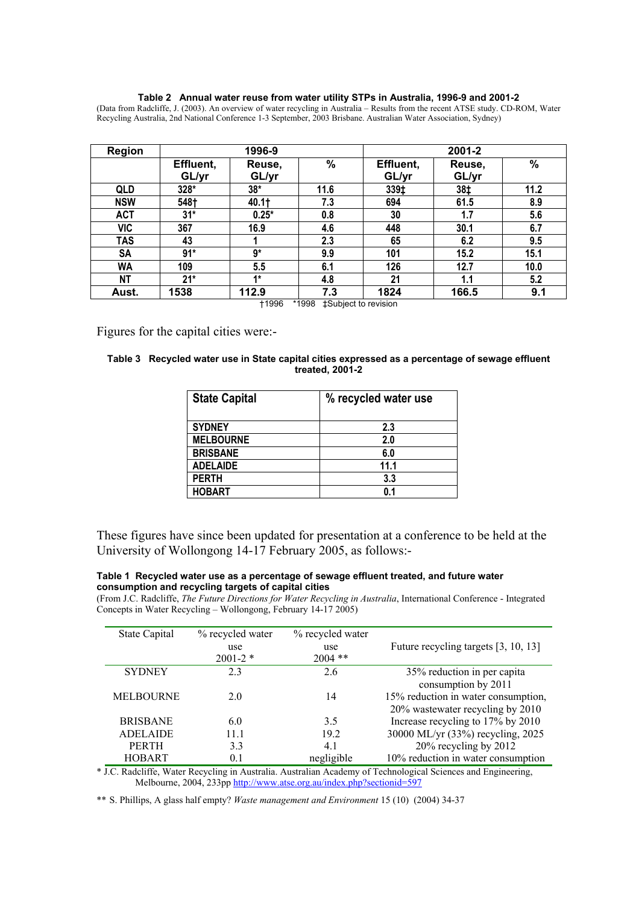**Table 2 Annual water reuse from water utility STPs in Australia, 1996-9 and 2001-2**

(Data from Radcliffe, J. (2003). An overview of water recycling in Australia – Results from the recent ATSE study. CD-ROM, Water Recycling Australia, 2nd National Conference 1-3 September, 2003 Brisbane. Australian Water Association, Sydney)

| Region | 1996-9 | | | 2001-2 | | |
|---|---|---|---|---|---|---|
| | Effluent, GL/yr | Reuse, GL/yr | % | Effluent, GL/yr | Reuse, GL/yr | % |
| QLD | 328* | 38* | 11.6 | 339‡ | 38‡ | 11.2 |
| NSW | 548† | 40.1† | 7.3 | 694 | 61.5 | 8.9 |
| ACT | 31* | 0.25* | 0.8 | 30 | 1.7 | 5.6 |
| VIC | 367 | 16.9 | 4.6 | 448 | 30.1 | 6.7 |
| TAS | 43 | 1 | 2.3 | 65 | 6.2 | 9.5 |
| SA | 91* | 9* | 9.9 | 101 | 15.2 | 15.1 |
| WA | 109 | 5.5 | 6.1 | 126 | 12.7 | 10.0 |
| NT | 21* | 1* | 4.8 | 21 | 1.1 | 5.2 |
| Aust. | 1538 | 112.9 | 7.3 | 1824 | 166.5 | 9.1 |

†1996 *1998 ‡Subject to revision

Figures for the capital cities were:-

**Table 3 Recycled water use in State capital cities expressed as a percentage of sewage effluent treated, 2001-2**

| State Capital | % recycled water use |
|---|---|
| SYDNEY | 2.3 |
| MELBOURNE | 2.0 |
| BRISBANE | 6.0 |
| ADELAIDE | 11.1 |
| PERTH | 3.3 |
| HOBART | 0.1 |

These figures have since been updated for presentation at a conference to be held at the University of Wollongong 14-17 February 2005, as follows:-

**Table 1 Recycled water use as a percentage of sewage effluent treated, and future water consumption and recycling targets of capital cities**

(From J.C. Radcliffe, *The Future Directions for Water Recycling in Australia*, International Conference - Integrated Concepts in Water Recycling – Wollongong, February 14-17 2005)

| State Capital | % recycled water use 2001-2 * | % recycled water use 2004 ** | Future recycling targets [3, 10, 13] |
|---|---|---|---|
| SYDNEY | 2.3 | 2.6 | 35% reduction in per capita consumption by 2011 |
| MELBOURNE | 2.0 | 14 | 15% reduction in water consumption, 20% wastewater recycling by 2010 |
| BRISBANE | 6.0 | 3.5 | Increase recycling to 17% by 2010 |
| ADELAIDE | 11.1 | 19.2 | 30000 ML/yr (33%) recycling, 2025 |
| PERTH | 3.3 | 4.1 | 20% recycling by 2012 |
| HOBART | 0.1 | negligible | 10% reduction in water consumption |

* J.C. Radcliffe, Water Recycling in Australia. Australian Academy of Technological Sciences and Engineering, Melbourne, 2004, 233pp http://www.atse.org.au/index.php?sectionid=597

** S. Phillips, A glass half empty? *Waste management and Environment* 15 (10) (2004) 34-37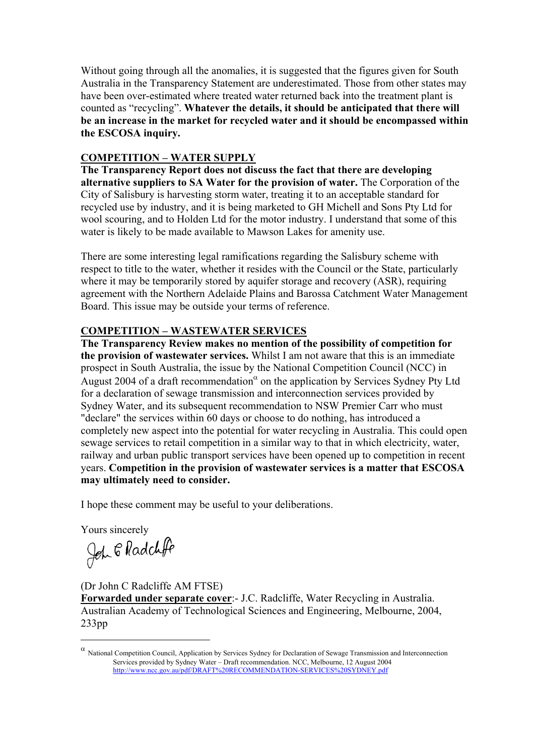Without going through all the anomalies, it is suggested that the figures given for South Australia in the Transparency Statement are underestimated. Those from other states may have been over-estimated where treated water returned back into the treatment plant is counted as "recycling". **Whatever the details, it should be anticipated that there will be an increase in the market for recycled water and it should be encompassed within the ESCOSA inquiry.**

## COMPETITION – WATER SUPPLY

**The Transparency Report does not discuss the fact that there are developing alternative suppliers to SA Water for the provision of water.** The Corporation of the City of Salisbury is harvesting storm water, treating it to an acceptable standard for recycled use by industry, and it is being marketed to GH Michell and Sons Pty Ltd for wool scouring, and to Holden Ltd for the motor industry. I understand that some of this water is likely to be made available to Mawson Lakes for amenity use.

There are some interesting legal ramifications regarding the Salisbury scheme with respect to title to the water, whether it resides with the Council or the State, particularly where it may be temporarily stored by aquifer storage and recovery (ASR), requiring agreement with the Northern Adelaide Plains and Barossa Catchment Water Management Board. This issue may be outside your terms of reference.

## COMPETITION – WASTEWATER SERVICES

**The Transparency Review makes no mention of the possibility of competition for the provision of wastewater services.** Whilst I am not aware that this is an immediate prospect in South Australia, the issue by the National Competition Council (NCC) in August 2004 of a draft recommendation[α] on the application by Services Sydney Pty Ltd for a declaration of sewage transmission and interconnection services provided by Sydney Water, and its subsequent recommendation to NSW Premier Carr who must "declare" the services within 60 days or choose to do nothing, has introduced a completely new aspect into the potential for water recycling in Australia. This could open sewage services to retail competition in a similar way to that in which electricity, water, railway and urban public transport services have been opened up to competition in recent years. **Competition in the provision of wastewater services is a matter that ESCOSA may ultimately need to consider.**

I hope these comment may be useful to your deliberations.

Yours sincerely

John C Radcliffe

(Dr John C Radcliffe AM FTSE)

**Forwarded under separate cover**:- J.C. Radcliffe, Water Recycling in Australia. Australian Academy of Technological Sciences and Engineering, Melbourne, 2004, 233pp

---

[α] National Competition Council, Application by Services Sydney for Declaration of Sewage Transmission and Interconnection Services provided by Sydney Water – Draft recommendation. NCC, Melbourne, 12 August 2004 http://www.ncc.gov.au/pdf/DRAFT%20RECOMMENDATION-SERVICES%20SYDNEY.pdf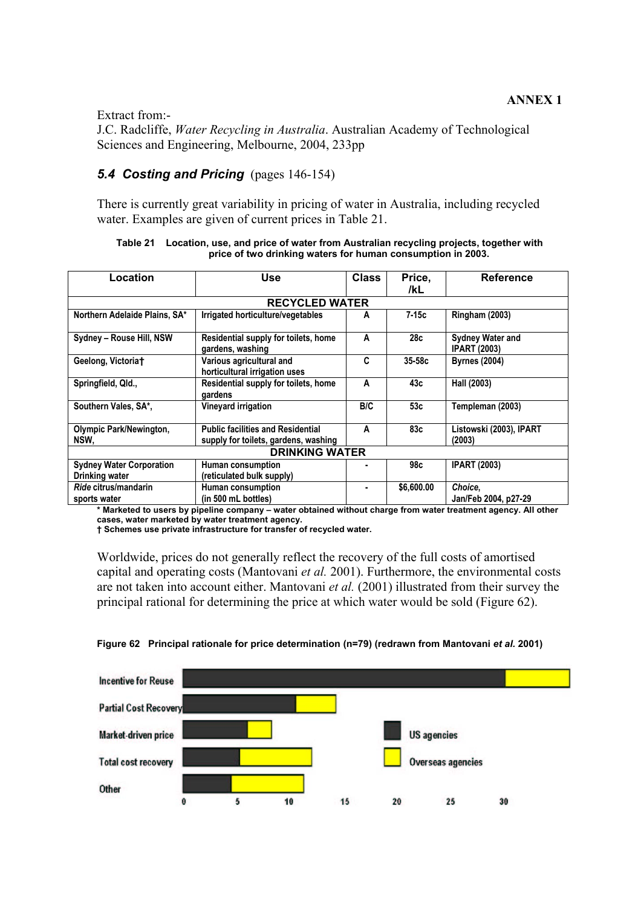**ANNEX 1**

Extract from:-
J.C. Radcliffe, *Water Recycling in Australia*. Australian Academy of Technological Sciences and Engineering, Melbourne, 2004, 233pp

### *5.4 Costing and Pricing* (pages 146-154)

There is currently great variability in pricing of water in Australia, including recycled water. Examples are given of current prices in Table 21.

**Table 21 Location, use, and price of water from Australian recycling projects, together with price of two drinking waters for human consumption in 2003.**

| Location | Use | Class | Price, /kL | Reference |
|---|---|---|---|---|
| **RECYCLED WATER** | | | | |
| Northern Adelaide Plains, SA* | Irrigated horticulture/vegetables | A | 7-15c | Ringham (2003) |
| Sydney – Rouse Hill, NSW | Residential supply for toilets, home gardens, washing | A | 28c | Sydney Water and IPART (2003) |
| Geelong, Victoria† | Various agricultural and horticultural irrigation uses | C | 35-58c | Byrnes (2004) |
| Springfield, Qld., | Residential supply for toilets, home gardens | A | 43c | Hall (2003) |
| Southern Vales, SA*, | Vineyard irrigation | B/C | 53c | Templeman (2003) |
| Olympic Park/Newington, NSW, | Public facilities and Residential supply for toilets, gardens, washing | A | 83c | Listowski (2003), IPART (2003) |
| **DRINKING WATER** | | | | |
| Sydney Water Corporation Drinking water | Human consumption (reticulated bulk supply) | - | 98c | IPART (2003) |
| *Ride* citrus/mandarin sports water | Human consumption (in 500 mL bottles) | - | $6,600.00 | *Choice*, Jan/Feb 2004, p27-29 |

\* Marketed to users by pipeline company – water obtained without charge from water treatment agency. All other cases, water marketed by water treatment agency.
† Schemes use private infrastructure for transfer of recycled water.

Worldwide, prices do not generally reflect the recovery of the full costs of amortised capital and operating costs (Mantovani *et al.* 2001). Furthermore, the environmental costs are not taken into account either. Mantovani *et al.* (2001) illustrated from their survey the principal rational for determining the price at which water would be sold (Figure 62).

**Figure 62 Principal rationale for price determination (n=79) (redrawn from Mantovani *et al.* 2001)**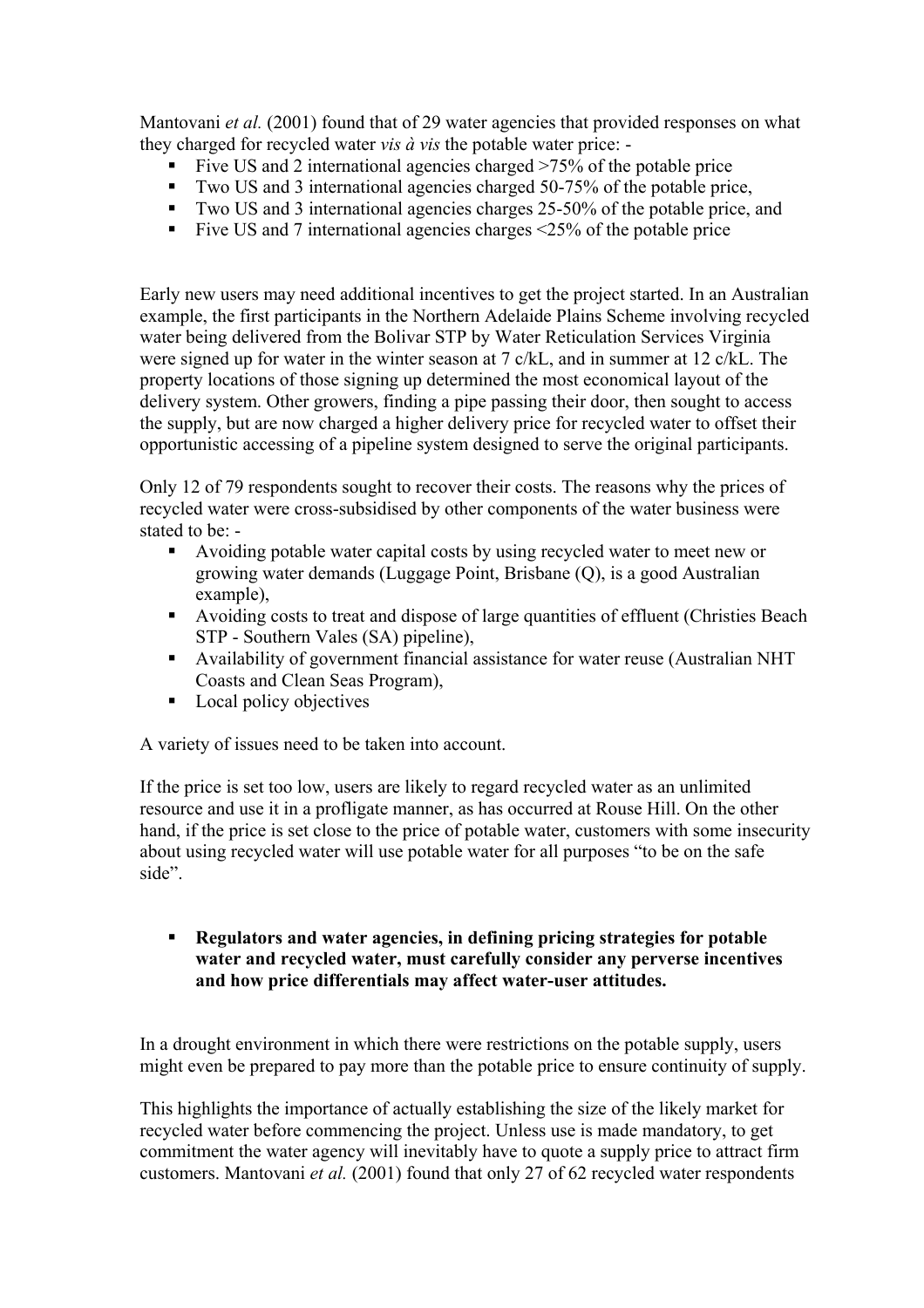Mantovani *et al.* (2001) found that of 29 water agencies that provided responses on what they charged for recycled water *vis à vis* the potable water price: -

- Five US and 2 international agencies charged >75% of the potable price
- Two US and 3 international agencies charged 50-75% of the potable price,
- Two US and 3 international agencies charges 25-50% of the potable price, and
- Five US and 7 international agencies charges <25% of the potable price

Early new users may need additional incentives to get the project started. In an Australian example, the first participants in the Northern Adelaide Plains Scheme involving recycled water being delivered from the Bolivar STP by Water Reticulation Services Virginia were signed up for water in the winter season at 7 c/kL, and in summer at 12 c/kL. The property locations of those signing up determined the most economical layout of the delivery system. Other growers, finding a pipe passing their door, then sought to access the supply, but are now charged a higher delivery price for recycled water to offset their opportunistic accessing of a pipeline system designed to serve the original participants.

Only 12 of 79 respondents sought to recover their costs. The reasons why the prices of recycled water were cross-subsidised by other components of the water business were stated to be: -

- Avoiding potable water capital costs by using recycled water to meet new or growing water demands (Luggage Point, Brisbane (Q), is a good Australian example),
- Avoiding costs to treat and dispose of large quantities of effluent (Christies Beach STP - Southern Vales (SA) pipeline),
- Availability of government financial assistance for water reuse (Australian NHT Coasts and Clean Seas Program),
- Local policy objectives

A variety of issues need to be taken into account.

If the price is set too low, users are likely to regard recycled water as an unlimited resource and use it in a profligate manner, as has occurred at Rouse Hill. On the other hand, if the price is set close to the price of potable water, customers with some insecurity about using recycled water will use potable water for all purposes "to be on the safe side".

- **Regulators and water agencies, in defining pricing strategies for potable water and recycled water, must carefully consider any perverse incentives and how price differentials may affect water-user attitudes.**

In a drought environment in which there were restrictions on the potable supply, users might even be prepared to pay more than the potable price to ensure continuity of supply.

This highlights the importance of actually establishing the size of the likely market for recycled water before commencing the project. Unless use is made mandatory, to get commitment the water agency will inevitably have to quote a supply price to attract firm customers. Mantovani *et al.* (2001) found that only 27 of 62 recycled water respondents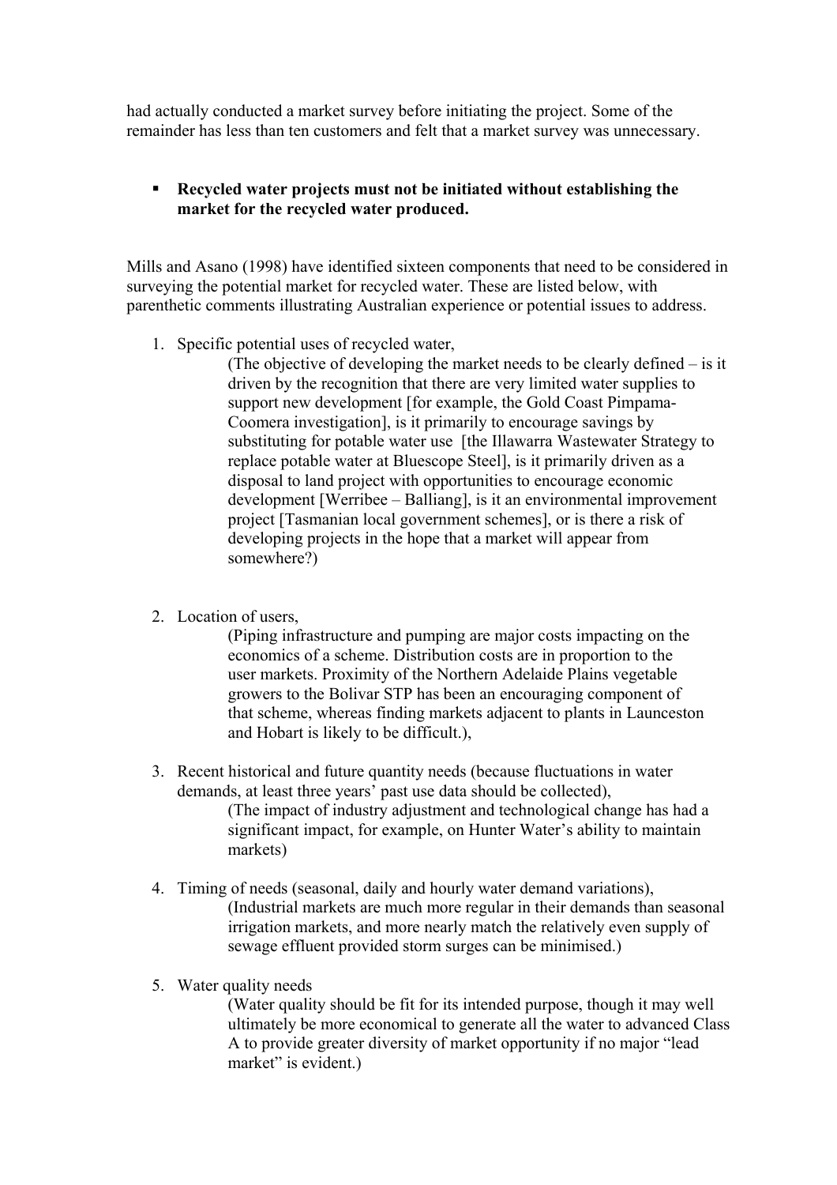had actually conducted a market survey before initiating the project. Some of the remainder has less than ten customers and felt that a market survey was unnecessary.

- **Recycled water projects must not be initiated without establishing the market for the recycled water produced.**

Mills and Asano (1998) have identified sixteen components that need to be considered in surveying the potential market for recycled water. These are listed below, with parenthetic comments illustrating Australian experience or potential issues to address.

1. Specific potential uses of recycled water,

   (The objective of developing the market needs to be clearly defined – is it driven by the recognition that there are very limited water supplies to support new development [for example, the Gold Coast Pimpama-Coomera investigation], is it primarily to encourage savings by substituting for potable water use [the Illawarra Wastewater Strategy to replace potable water at Bluescope Steel], is it primarily driven as a disposal to land project with opportunities to encourage economic development [Werribee – Balliang], is it an environmental improvement project [Tasmanian local government schemes], or is there a risk of developing projects in the hope that a market will appear from somewhere?)

2. Location of users,

   (Piping infrastructure and pumping are major costs impacting on the economics of a scheme. Distribution costs are in proportion to the user markets. Proximity of the Northern Adelaide Plains vegetable growers to the Bolivar STP has been an encouraging component of that scheme, whereas finding markets adjacent to plants in Launceston and Hobart is likely to be difficult.),

3. Recent historical and future quantity needs (because fluctuations in water demands, at least three years' past use data should be collected),

   (The impact of industry adjustment and technological change has had a significant impact, for example, on Hunter Water's ability to maintain markets)

4. Timing of needs (seasonal, daily and hourly water demand variations),

   (Industrial markets are much more regular in their demands than seasonal irrigation markets, and more nearly match the relatively even supply of sewage effluent provided storm surges can be minimised.)

5. Water quality needs

   (Water quality should be fit for its intended purpose, though it may well ultimately be more economical to generate all the water to advanced Class A to provide greater diversity of market opportunity if no major "lead market" is evident.)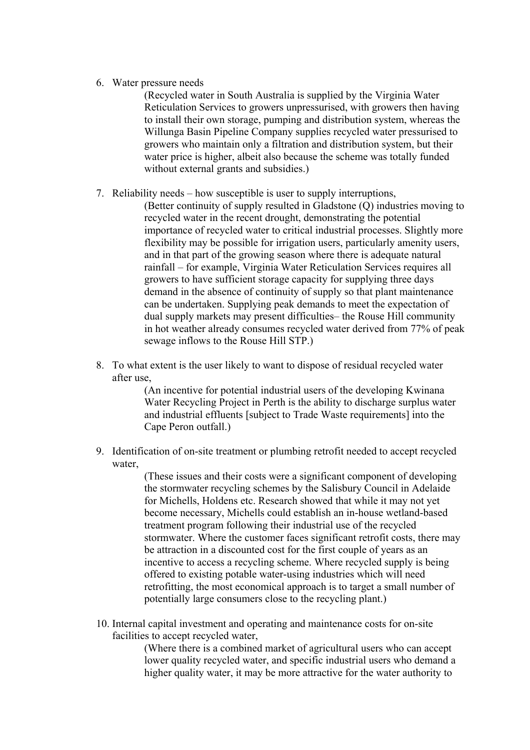6. Water pressure needs

   (Recycled water in South Australia is supplied by the Virginia Water Reticulation Services to growers unpressurised, with growers then having to install their own storage, pumping and distribution system, whereas the Willunga Basin Pipeline Company supplies recycled water pressurised to growers who maintain only a filtration and distribution system, but their water price is higher, albeit also because the scheme was totally funded without external grants and subsidies.)

7. Reliability needs – how susceptible is user to supply interruptions,

   (Better continuity of supply resulted in Gladstone (Q) industries moving to recycled water in the recent drought, demonstrating the potential importance of recycled water to critical industrial processes. Slightly more flexibility may be possible for irrigation users, particularly amenity users, and in that part of the growing season where there is adequate natural rainfall – for example, Virginia Water Reticulation Services requires all growers to have sufficient storage capacity for supplying three days demand in the absence of continuity of supply so that plant maintenance can be undertaken. Supplying peak demands to meet the expectation of dual supply markets may present difficulties– the Rouse Hill community in hot weather already consumes recycled water derived from 77% of peak sewage inflows to the Rouse Hill STP.)

8. To what extent is the user likely to want to dispose of residual recycled water after use,

   (An incentive for potential industrial users of the developing Kwinana Water Recycling Project in Perth is the ability to discharge surplus water and industrial effluents [subject to Trade Waste requirements] into the Cape Peron outfall.)

9. Identification of on-site treatment or plumbing retrofit needed to accept recycled water,

   (These issues and their costs were a significant component of developing the stormwater recycling schemes by the Salisbury Council in Adelaide for Michells, Holdens etc. Research showed that while it may not yet become necessary, Michells could establish an in-house wetland-based treatment program following their industrial use of the recycled stormwater. Where the customer faces significant retrofit costs, there may be attraction in a discounted cost for the first couple of years as an incentive to access a recycling scheme. Where recycled supply is being offered to existing potable water-using industries which will need retrofitting, the most economical approach is to target a small number of potentially large consumers close to the recycling plant.)

10. Internal capital investment and operating and maintenance costs for on-site facilities to accept recycled water,

    (Where there is a combined market of agricultural users who can accept lower quality recycled water, and specific industrial users who demand a higher quality water, it may be more attractive for the water authority to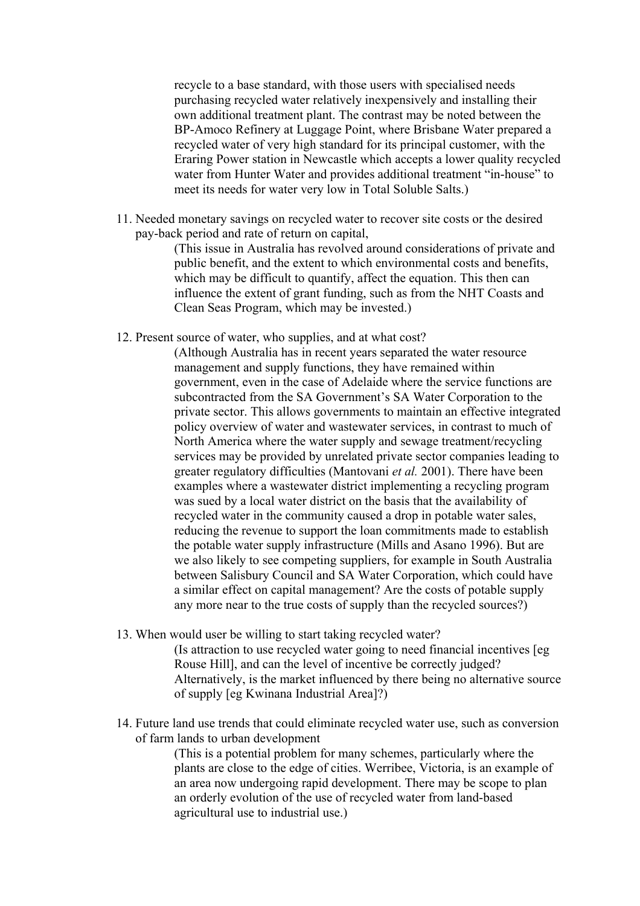recycle to a base standard, with those users with specialised needs purchasing recycled water relatively inexpensively and installing their own additional treatment plant. The contrast may be noted between the BP-Amoco Refinery at Luggage Point, where Brisbane Water prepared a recycled water of very high standard for its principal customer, with the Eraring Power station in Newcastle which accepts a lower quality recycled water from Hunter Water and provides additional treatment "in-house" to meet its needs for water very low in Total Soluble Salts.)

11. Needed monetary savings on recycled water to recover site costs or the desired pay-back period and rate of return on capital,

    (This issue in Australia has revolved around considerations of private and public benefit, and the extent to which environmental costs and benefits, which may be difficult to quantify, affect the equation. This then can influence the extent of grant funding, such as from the NHT Coasts and Clean Seas Program, which may be invested.)

12. Present source of water, who supplies, and at what cost?

    (Although Australia has in recent years separated the water resource management and supply functions, they have remained within government, even in the case of Adelaide where the service functions are subcontracted from the SA Government's SA Water Corporation to the private sector. This allows governments to maintain an effective integrated policy overview of water and wastewater services, in contrast to much of North America where the water supply and sewage treatment/recycling services may be provided by unrelated private sector companies leading to greater regulatory difficulties (Mantovani *et al.* 2001). There have been examples where a wastewater district implementing a recycling program was sued by a local water district on the basis that the availability of recycled water in the community caused a drop in potable water sales, reducing the revenue to support the loan commitments made to establish the potable water supply infrastructure (Mills and Asano 1996). But are we also likely to see competing suppliers, for example in South Australia between Salisbury Council and SA Water Corporation, which could have a similar effect on capital management? Are the costs of potable supply any more near to the true costs of supply than the recycled sources?)

13. When would user be willing to start taking recycled water?

    (Is attraction to use recycled water going to need financial incentives [eg Rouse Hill], and can the level of incentive be correctly judged? Alternatively, is the market influenced by there being no alternative source of supply [eg Kwinana Industrial Area]?)

14. Future land use trends that could eliminate recycled water use, such as conversion of farm lands to urban development

    (This is a potential problem for many schemes, particularly where the plants are close to the edge of cities. Werribee, Victoria, is an example of an area now undergoing rapid development. There may be scope to plan an orderly evolution of the use of recycled water from land-based agricultural use to industrial use.)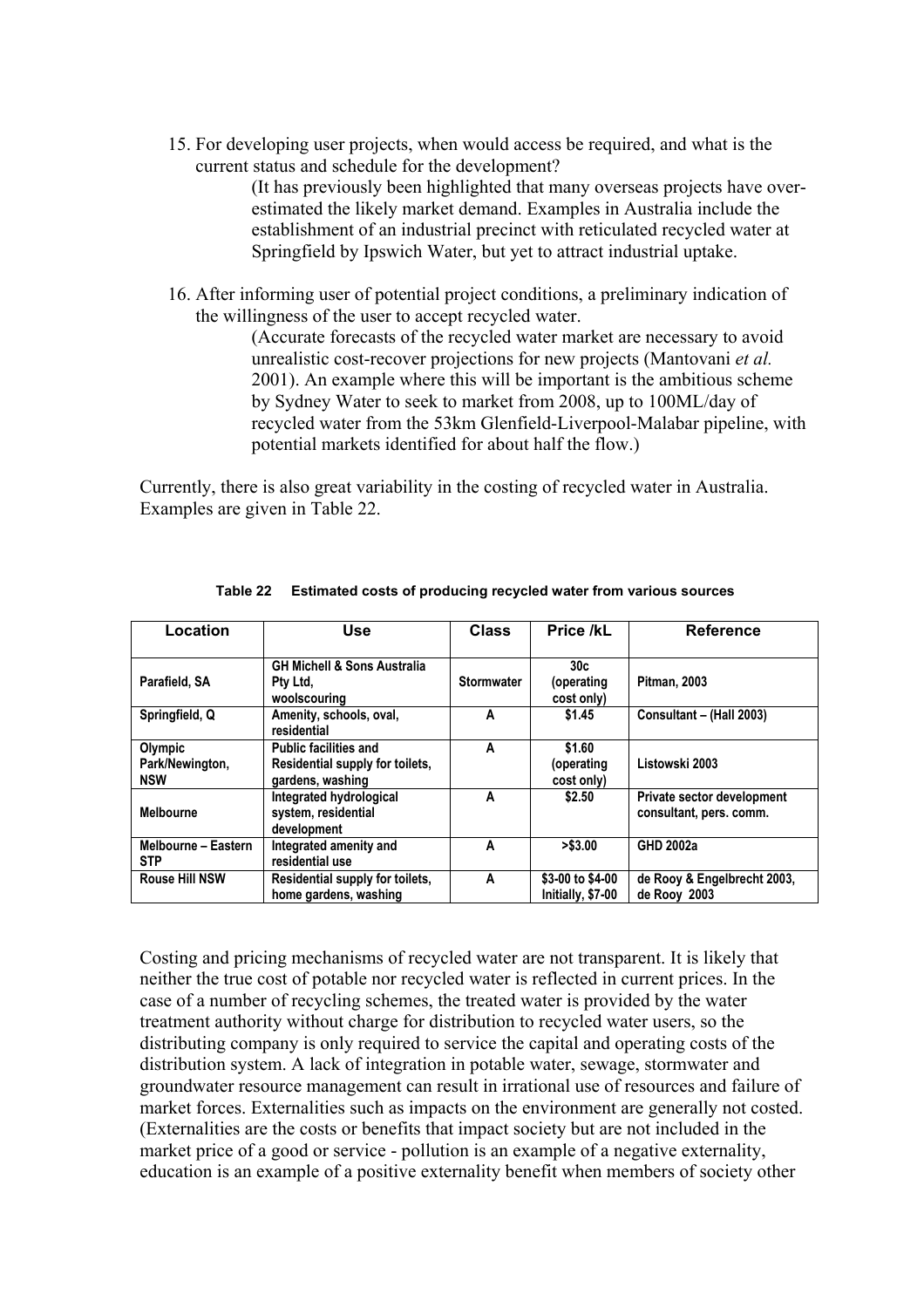15. For developing user projects, when would access be required, and what is the current status and schedule for the development?

    (It has previously been highlighted that many overseas projects have over-estimated the likely market demand. Examples in Australia include the establishment of an industrial precinct with reticulated recycled water at Springfield by Ipswich Water, but yet to attract industrial uptake.

16. After informing user of potential project conditions, a preliminary indication of the willingness of the user to accept recycled water.

    (Accurate forecasts of the recycled water market are necessary to avoid unrealistic cost-recover projections for new projects (Mantovani *et al.* 2001). An example where this will be important is the ambitious scheme by Sydney Water to seek to market from 2008, up to 100ML/day of recycled water from the 53km Glenfield-Liverpool-Malabar pipeline, with potential markets identified for about half the flow.)

Currently, there is also great variability in the costing of recycled water in Australia. Examples are given in Table 22.

**Table 22 Estimated costs of producing recycled water from various sources**

| Location | Use | Class | Price /kL | Reference |
|---|---|---|---|---|
| Parafield, SA | GH Michell & Sons Australia Pty Ltd, woolscouring | Stormwater | 30c (operating cost only) | Pitman, 2003 |
| Springfield, Q | Amenity, schools, oval, residential | A | $1.45 | Consultant – (Hall 2003) |
| Olympic Park/Newington, NSW | Public facilities and Residential supply for toilets, gardens, washing | A | $1.60 (operating cost only) | Listowski 2003 |
| Melbourne | Integrated hydrological system, residential development | A | $2.50 | Private sector development consultant, pers. comm. |
| Melbourne – Eastern STP | Integrated amenity and residential use | A | >$3.00 | GHD 2002a |
| Rouse Hill NSW | Residential supply for toilets, home gardens, washing | A | $3-00 to $4-00 Initially, $7-00 | de Rooy & Engelbrecht 2003, de Rooy 2003 |

Costing and pricing mechanisms of recycled water are not transparent. It is likely that neither the true cost of potable nor recycled water is reflected in current prices. In the case of a number of recycling schemes, the treated water is provided by the water treatment authority without charge for distribution to recycled water users, so the distributing company is only required to service the capital and operating costs of the distribution system. A lack of integration in potable water, sewage, stormwater and groundwater resource management can result in irrational use of resources and failure of market forces. Externalities such as impacts on the environment are generally not costed. (Externalities are the costs or benefits that impact society but are not included in the market price of a good or service - pollution is an example of a negative externality, education is an example of a positive externality benefit when members of society other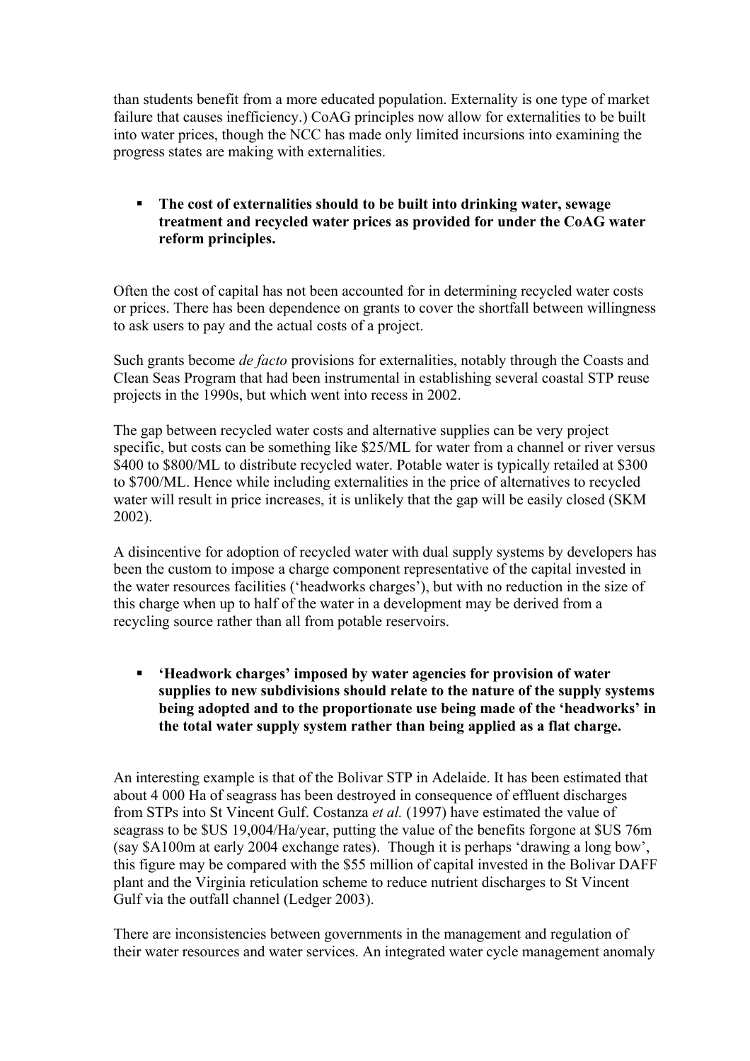than students benefit from a more educated population. Externality is one type of market failure that causes inefficiency.) CoAG principles now allow for externalities to be built into water prices, though the NCC has made only limited incursions into examining the progress states are making with externalities.

- **The cost of externalities should to be built into drinking water, sewage treatment and recycled water prices as provided for under the CoAG water reform principles.**

Often the cost of capital has not been accounted for in determining recycled water costs or prices. There has been dependence on grants to cover the shortfall between willingness to ask users to pay and the actual costs of a project.

Such grants become *de facto* provisions for externalities, notably through the Coasts and Clean Seas Program that had been instrumental in establishing several coastal STP reuse projects in the 1990s, but which went into recess in 2002.

The gap between recycled water costs and alternative supplies can be very project specific, but costs can be something like $25/ML for water from a channel or river versus $400 to $800/ML to distribute recycled water. Potable water is typically retailed at $300 to $700/ML. Hence while including externalities in the price of alternatives to recycled water will result in price increases, it is unlikely that the gap will be easily closed (SKM 2002).

A disincentive for adoption of recycled water with dual supply systems by developers has been the custom to impose a charge component representative of the capital invested in the water resources facilities ('headworks charges'), but with no reduction in the size of this charge when up to half of the water in a development may be derived from a recycling source rather than all from potable reservoirs.

- **'Headwork charges' imposed by water agencies for provision of water supplies to new subdivisions should relate to the nature of the supply systems being adopted and to the proportionate use being made of the 'headworks' in the total water supply system rather than being applied as a flat charge.**

An interesting example is that of the Bolivar STP in Adelaide. It has been estimated that about 4 000 Ha of seagrass has been destroyed in consequence of effluent discharges from STPs into St Vincent Gulf. Costanza *et al.* (1997) have estimated the value of seagrass to be $US 19,004/Ha/year, putting the value of the benefits forgone at $US 76m (say $A100m at early 2004 exchange rates). Though it is perhaps 'drawing a long bow', this figure may be compared with the $55 million of capital invested in the Bolivar DAFF plant and the Virginia reticulation scheme to reduce nutrient discharges to St Vincent Gulf via the outfall channel (Ledger 2003).

There are inconsistencies between governments in the management and regulation of their water resources and water services. An integrated water cycle management anomaly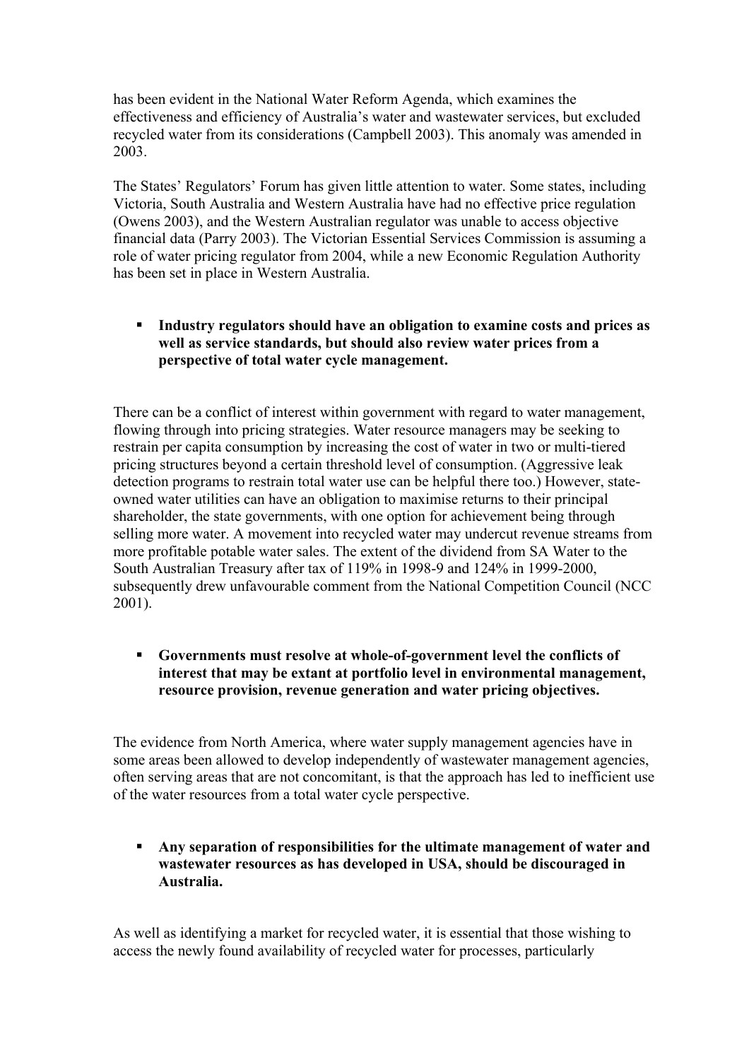has been evident in the National Water Reform Agenda, which examines the effectiveness and efficiency of Australia's water and wastewater services, but excluded recycled water from its considerations (Campbell 2003). This anomaly was amended in 2003.

The States' Regulators' Forum has given little attention to water. Some states, including Victoria, South Australia and Western Australia have had no effective price regulation (Owens 2003), and the Western Australian regulator was unable to access objective financial data (Parry 2003). The Victorian Essential Services Commission is assuming a role of water pricing regulator from 2004, while a new Economic Regulation Authority has been set in place in Western Australia.

- **Industry regulators should have an obligation to examine costs and prices as well as service standards, but should also review water prices from a perspective of total water cycle management.**

There can be a conflict of interest within government with regard to water management, flowing through into pricing strategies. Water resource managers may be seeking to restrain per capita consumption by increasing the cost of water in two or multi-tiered pricing structures beyond a certain threshold level of consumption. (Aggressive leak detection programs to restrain total water use can be helpful there too.) However, state-owned water utilities can have an obligation to maximise returns to their principal shareholder, the state governments, with one option for achievement being through selling more water. A movement into recycled water may undercut revenue streams from more profitable potable water sales. The extent of the dividend from SA Water to the South Australian Treasury after tax of 119% in 1998-9 and 124% in 1999-2000, subsequently drew unfavourable comment from the National Competition Council (NCC 2001).

- **Governments must resolve at whole-of-government level the conflicts of interest that may be extant at portfolio level in environmental management, resource provision, revenue generation and water pricing objectives.**

The evidence from North America, where water supply management agencies have in some areas been allowed to develop independently of wastewater management agencies, often serving areas that are not concomitant, is that the approach has led to inefficient use of the water resources from a total water cycle perspective.

- **Any separation of responsibilities for the ultimate management of water and wastewater resources as has developed in USA, should be discouraged in Australia.**

As well as identifying a market for recycled water, it is essential that those wishing to access the newly found availability of recycled water for processes, particularly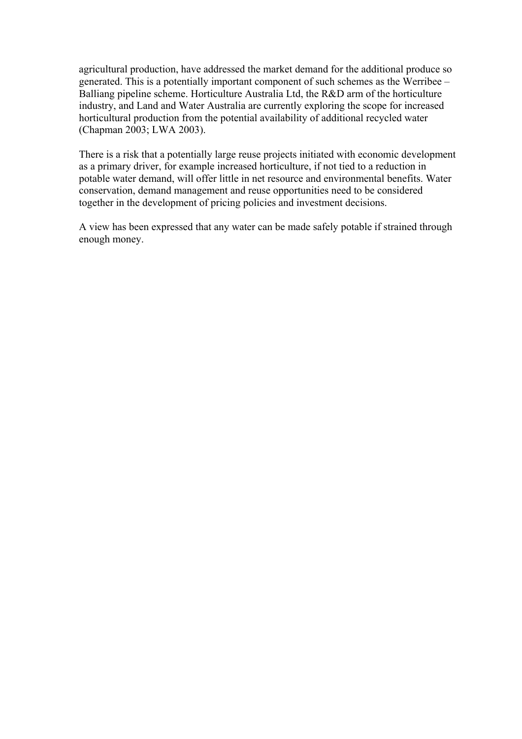agricultural production, have addressed the market demand for the additional produce so generated. This is a potentially important component of such schemes as the Werribee – Balliang pipeline scheme. Horticulture Australia Ltd, the R&D arm of the horticulture industry, and Land and Water Australia are currently exploring the scope for increased horticultural production from the potential availability of additional recycled water (Chapman 2003; LWA 2003).

There is a risk that a potentially large reuse projects initiated with economic development as a primary driver, for example increased horticulture, if not tied to a reduction in potable water demand, will offer little in net resource and environmental benefits. Water conservation, demand management and reuse opportunities need to be considered together in the development of pricing policies and investment decisions.

A view has been expressed that any water can be made safely potable if strained through enough money.